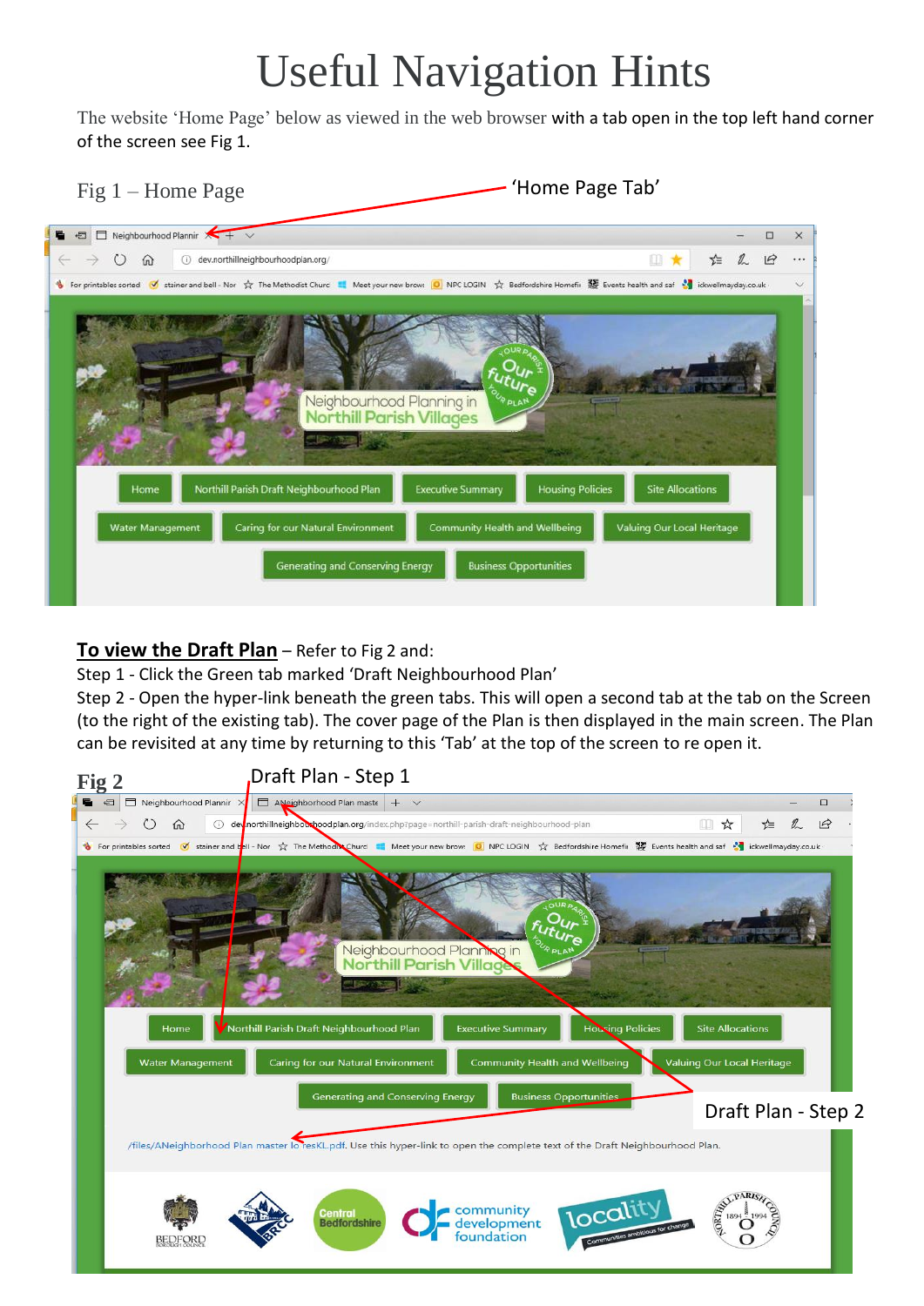# Useful Navigation Hints

The website 'Home Page' below as viewed in the web browser with a tab open in the top left hand corner of the screen see Fig 1.

Fig 1 – Home Page

'Home Page Tab'

**To view the Draft Plan** – Refer to Fig 2 and:

Step 1 - Click the Green tab marked 'Draft Neighbourhood Plan'

Step 2 - Open the hyper-link beneath the green tabs. This will open a second tab at the tab on the Screen (to the right of the existing tab). The cover page of the Plan is then displayed in the main screen. The Plan can be revisited at any time by returning to this 'Tab' at the top of the screen to re open it.

**Fig 2**

Draft Plan - Step 1

Draft Plan - Step 2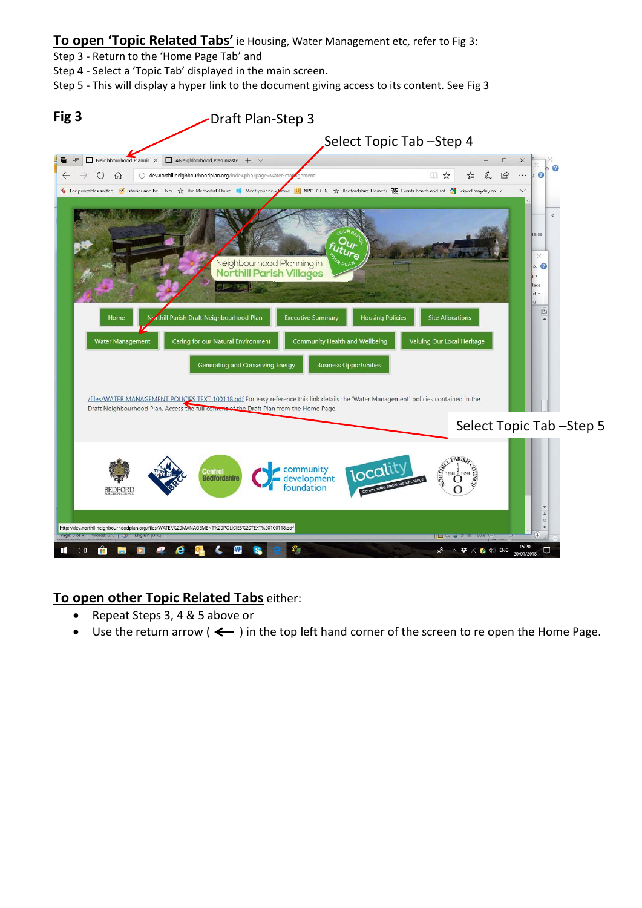**To open 'Topic Related Tabs'** ie Housing, Water Management etc, refer to Fig 3:

Step 3 - Return to the 'Home Page Tab' and

Step 4 - Select a 'Topic Tab' displayed in the main screen.

Step 5 - This will display a hyper link to the document giving access to its content. See Fig 3

**Fig 3**

Draft Plan-Step 3

Select Topic Tab –Step 4

Select Topic Tab –Step 5

**To open other Topic Related Tabs** either:

- Repeat Steps 3, 4 & 5 above or
- Use the return arrow ( ⟵ ) in the top left hand corner of the screen to re open the Home Page.